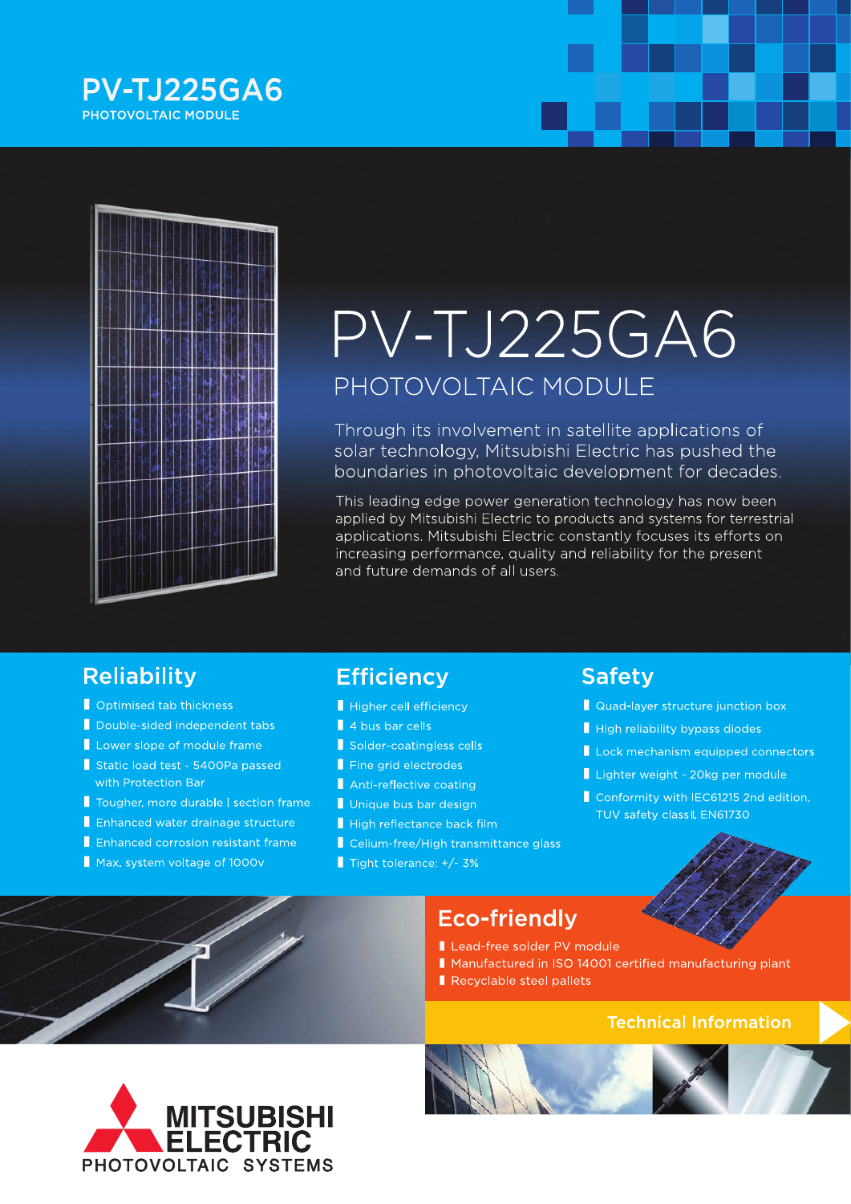# PV-TJ225GA6

PHOTOVOLTAIC MODULE

## PV-TJ225GA6

### PHOTOVOLTAIC MODULE

Through its involvement in satellite applications of solar technology, Mitsubishi Electric has pushed the boundaries in photovoltaic development for decades.

This leading edge power generation technology has now been applied by Mitsubishi Electric to products and systems for terrestrial applications. Mitsubishi Electric constantly focuses its efforts on increasing performance, quality and reliability for the present and future demands of all users.

## Reliability

- Optimised tab thickness
- Double-sided independent tabs
- Lower slope of module frame
- Static load test - 5400Pa passed with Protection Bar
- Tougher, more durable I section frame
- Enhanced water drainage structure
- Enhanced corrosion resistant frame
- Max. system voltage of 1000v

## Efficiency

- Higher cell efficiency
- 4 bus bar cells
- Solder-coatingless cells
- Fine grid electrodes
- Anti-reflective coating
- Unique bus bar design
- High reflectance back film
- Celium-free/High transmittance glass
- Tight tolerance: +/- 3%

## Safety

- Quad-layer structure junction box
- High reliability bypass diodes
- Lock mechanism equipped connectors
- Lighter weight - 20kg per module
- Conformity with IEC61215 2nd edition, TUV safety class II, EN61730

## Eco-friendly

- Lead-free solder PV module
- Manufactured in ISO 14001 certified manufacturing plant
- Recyclable steel pallets

Technical Information

MITSUBISHI ELECTRIC

PHOTOVOLTAIC SYSTEMS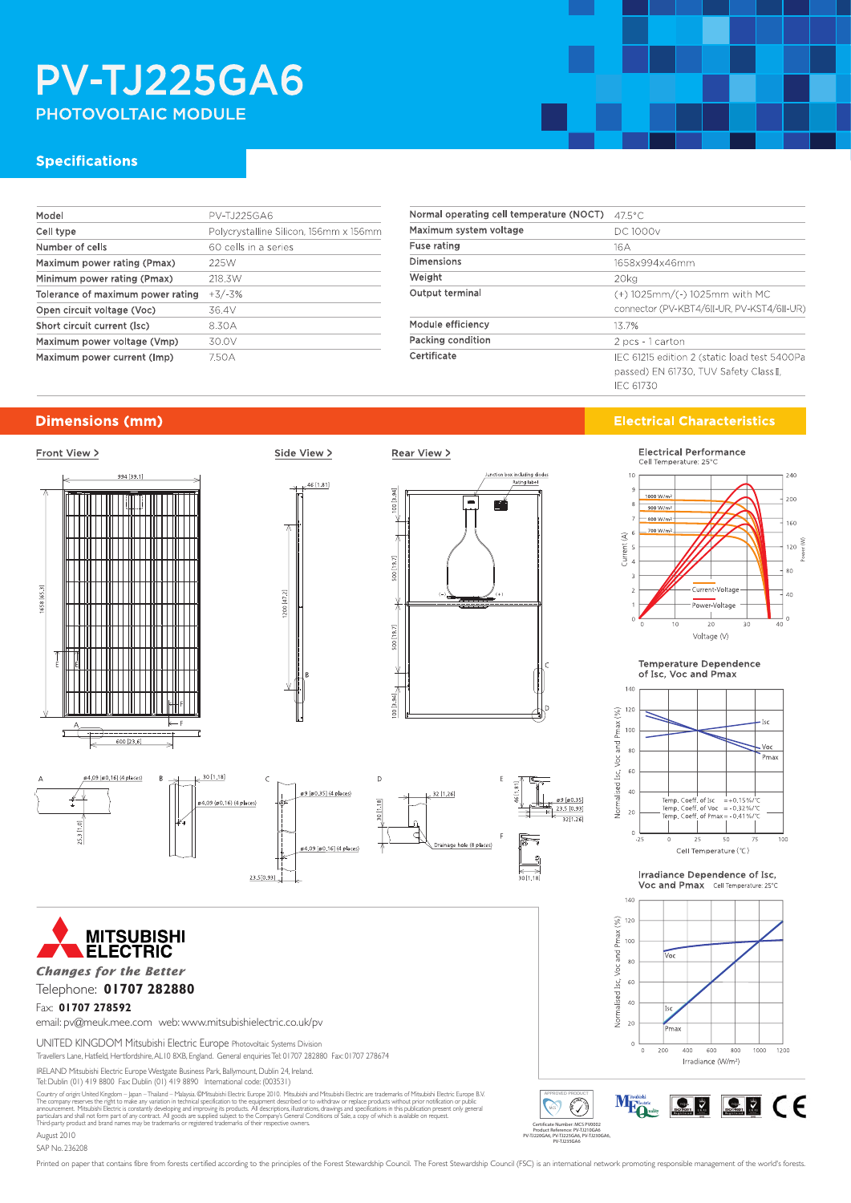# PV-TJ225GA6

PHOTOVOLTAIC MODULE

## Specifications

| | |
|---|---|
| Model | PV-TJ225GA6 |
| Cell type | Polycrystalline Silicon, 156mm x 156mm |
| Number of cells | 60 cells in a series |
| Maximum power rating (Pmax) | 225W |
| Minimum power rating (Pmax) | 218.3W |
| Tolerance of maximum power rating | +3/-3% |
| Open circuit voltage (Voc) | 36.4V |
| Short circuit current (Isc) | 8.30A |
| Maximum power voltage (Vmp) | 30.0V |
| Maximum power current (Imp) | 7.50A |

| | |
|---|---|
| Normal operating cell temperature (NOCT) | 47.5°C |
| Maximum system voltage | DC 1000v |
| Fuse rating | 16A |
| Dimensions | 1658x994x46mm |
| Weight | 20kg |
| Output terminal | (+) 1025mm/(-) 1025mm with MC connector (PV-KBT4/6II-UR, PV-KST4/6II-UR) |
| Module efficiency | 13.7% |
| Packing condition | 2 pcs - 1 carton |
| Certificate | IEC 61215 edition 2 (static load test 5400Pa passed) EN 61730, TUV Safety Class Ⅱ, IEC 61730 |

## Dimensions (mm)

Front View >

994 [39.1]

1658 [65.3]

600 [23.6]

Side View >

46 [1.81]

1200 [47.2]

Rear View >

Junction box including diodes

Rating label

100 [3.94]

500 [19.7]

500 [19.7]

100 [3.94]

A: ø4.09 [ø0.16] (4 places), 25.3 [1.0]

B: 30 [1.18], ø4.09 [ø0.16] (4 places)

C: ø9 [ø0.35] (4 places), ø4.09 [ø0.16] (4 places), 23.5 [0.93]

D: 32 [1.26], 30 [1.18], Drainage hole (8 places)

E: 46 [1.81], ø9 [ø0.35], 23.5 [0.93], 32 [1.26]

F: 30 [1.18]

## Electrical Characteristics

Electrical Performance

Cell Temperature: 25°C

1000 W/m²

900 W/m²

800 W/m²

700 W/m²

Current-Voltage

Power-Voltage

Current (A)

Power (W)

Voltage (V)

Temperature Dependence of Isc, Voc and Pmax

Isc

Voc

Pmax

Temp. Coeff. of Isc = +0.15%/°C

Temp. Coeff. of Voc = -0.32%/°C

Temp. Coeff. of Pmax = -0.41%/°C

Normalised Isc, Voc and Pmax (%)

Cell Temperature (°C)

Irradiance Dependence of Isc, Voc and Pmax

Cell Temperature: 25°C

Voc

Isc

Pmax

Normalised Isc, Voc and Pmax (%)

Irradiance (W/m²)

**MITSUBISHI ELECTRIC**

***Changes for the Better***

Telephone: **01707 282880**

Fax: **01707 278592**

email: pv@meuk.mee.com web: www.mitsubishielectric.co.uk/pv

UNITED KINGDOM Mitsubishi Electric Europe Photovoltaic Systems Division

Travellers Lane, Hatfield, Hertfordshire, AL10 8XB, England. General enquiries Tel: 01707 282880 Fax: 01707 278674

IRELAND Mitsubishi Electric Europe Westgate Business Park, Ballymount, Dublin 24, Ireland.

Tel: Dublin (01) 419 8800 Fax: Dublin (01) 419 8890 International code: (003531)

Country of origin: United Kingdom – Japan – Thailand – Malaysia. ©Mitsubishi Electric Europe 2010. Mitsubishi and Mitsubishi Electric are trademarks of Mitsubishi Electric Europe B.V. The company reserves the right to make any variation in technical specification to the equipment described or to withdraw or replace products without prior notification or public announcement. Mitsubishi Electric is constantly developing and improving its products. All descriptions, illustrations, drawings and specifications in this publication present only general particulars and shall not form part of any contract. All goods are supplied subject to the Company's General Conditions of Sale, a copy of which is available on request. Third-party product and brand names may be trademarks or registered trademarks of their respective owners.

August 2010

SAP No. 236208

Certificate Number: MCS PV0002 Product Reference: PV-TJ210GA6, PV-TJ220GA6, PV-TJ225GA6, PV-TJ230GA6, PV-TJ235GA6

Printed on paper that contains fibre from forests certified according to the principles of the Forest Stewardship Council. The Forest Stewardship Council (FSC) is an international network promoting responsible management of the world's forests.